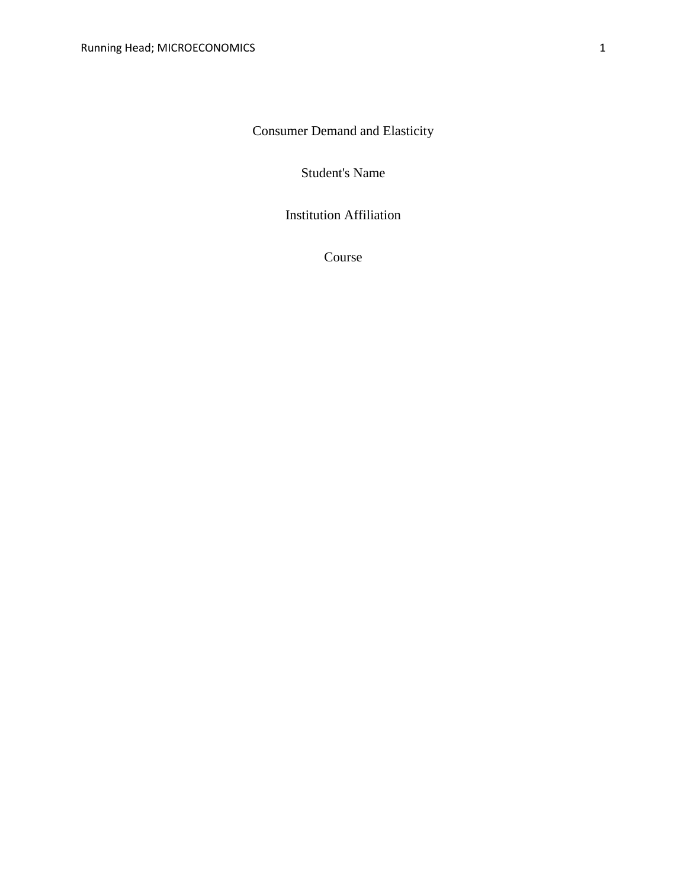# Consumer Demand and Elasticity

Student's Name

Institution Affiliation

Course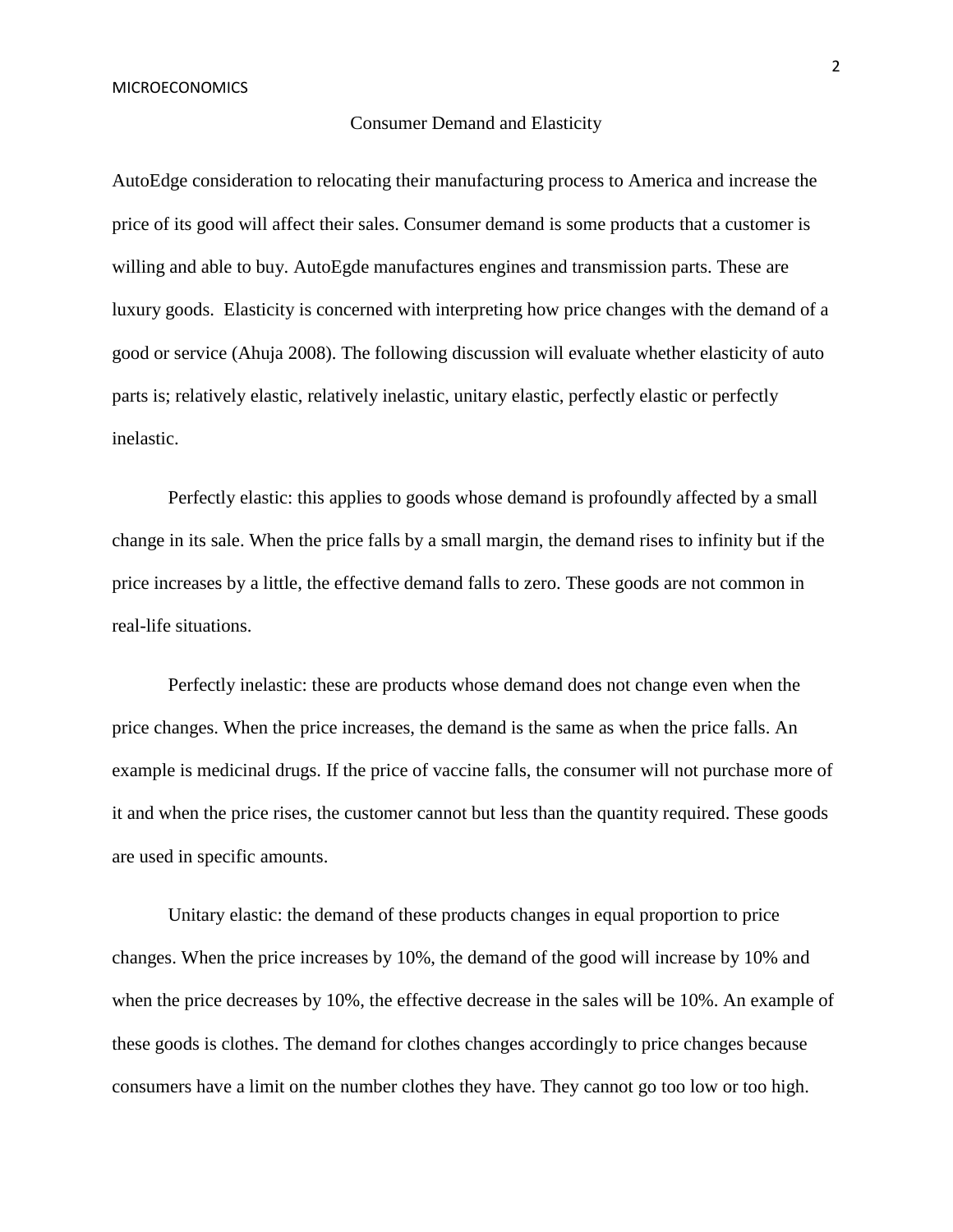## Consumer Demand and Elasticity

AutoEdge consideration to relocating their manufacturing process to America and increase the price of its good will affect their sales. Consumer demand is some products that a customer is willing and able to buy. AutoEgde manufactures engines and transmission parts. These are luxury goods. Elasticity is concerned with interpreting how price changes with the demand of a good or service (Ahuja 2008). The following discussion will evaluate whether elasticity of auto parts is; relatively elastic, relatively inelastic, unitary elastic, perfectly elastic or perfectly inelastic.

Perfectly elastic: this applies to goods whose demand is profoundly affected by a small change in its sale. When the price falls by a small margin, the demand rises to infinity but if the price increases by a little, the effective demand falls to zero. These goods are not common in real-life situations.

Perfectly inelastic: these are products whose demand does not change even when the price changes. When the price increases, the demand is the same as when the price falls. An example is medicinal drugs. If the price of vaccine falls, the consumer will not purchase more of it and when the price rises, the customer cannot but less than the quantity required. These goods are used in specific amounts.

Unitary elastic: the demand of these products changes in equal proportion to price changes. When the price increases by 10%, the demand of the good will increase by 10% and when the price decreases by 10%, the effective decrease in the sales will be 10%. An example of these goods is clothes. The demand for clothes changes accordingly to price changes because consumers have a limit on the number clothes they have. They cannot go too low or too high.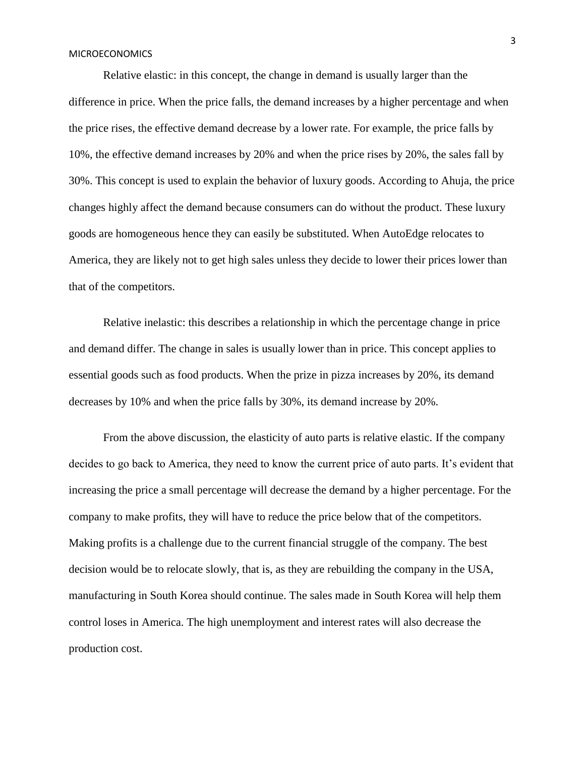Relative elastic: in this concept, the change in demand is usually larger than the difference in price. When the price falls, the demand increases by a higher percentage and when the price rises, the effective demand decrease by a lower rate. For example, the price falls by 10%, the effective demand increases by 20% and when the price rises by 20%, the sales fall by 30%. This concept is used to explain the behavior of luxury goods. According to Ahuja, the price changes highly affect the demand because consumers can do without the product. These luxury goods are homogeneous hence they can easily be substituted. When AutoEdge relocates to America, they are likely not to get high sales unless they decide to lower their prices lower than that of the competitors.

Relative inelastic: this describes a relationship in which the percentage change in price and demand differ. The change in sales is usually lower than in price. This concept applies to essential goods such as food products. When the prize in pizza increases by 20%, its demand decreases by 10% and when the price falls by 30%, its demand increase by 20%.

From the above discussion, the elasticity of auto parts is relative elastic. If the company decides to go back to America, they need to know the current price of auto parts. It's evident that increasing the price a small percentage will decrease the demand by a higher percentage. For the company to make profits, they will have to reduce the price below that of the competitors. Making profits is a challenge due to the current financial struggle of the company. The best decision would be to relocate slowly, that is, as they are rebuilding the company in the USA, manufacturing in South Korea should continue. The sales made in South Korea will help them control loses in America. The high unemployment and interest rates will also decrease the production cost.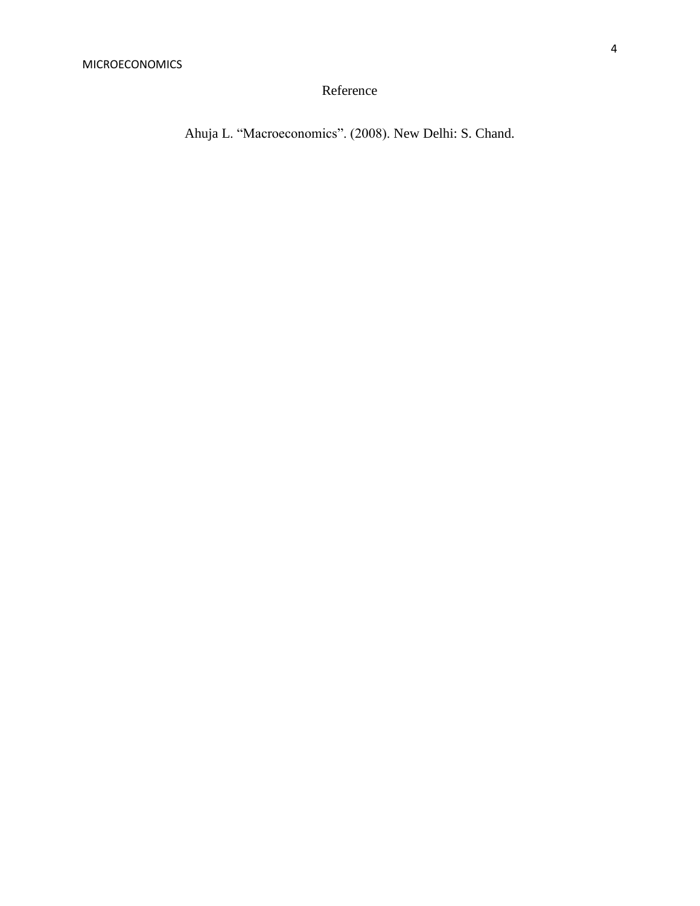# Reference

Ahuja L. “Macroeconomics”. (2008). New Delhi: S. Chand.